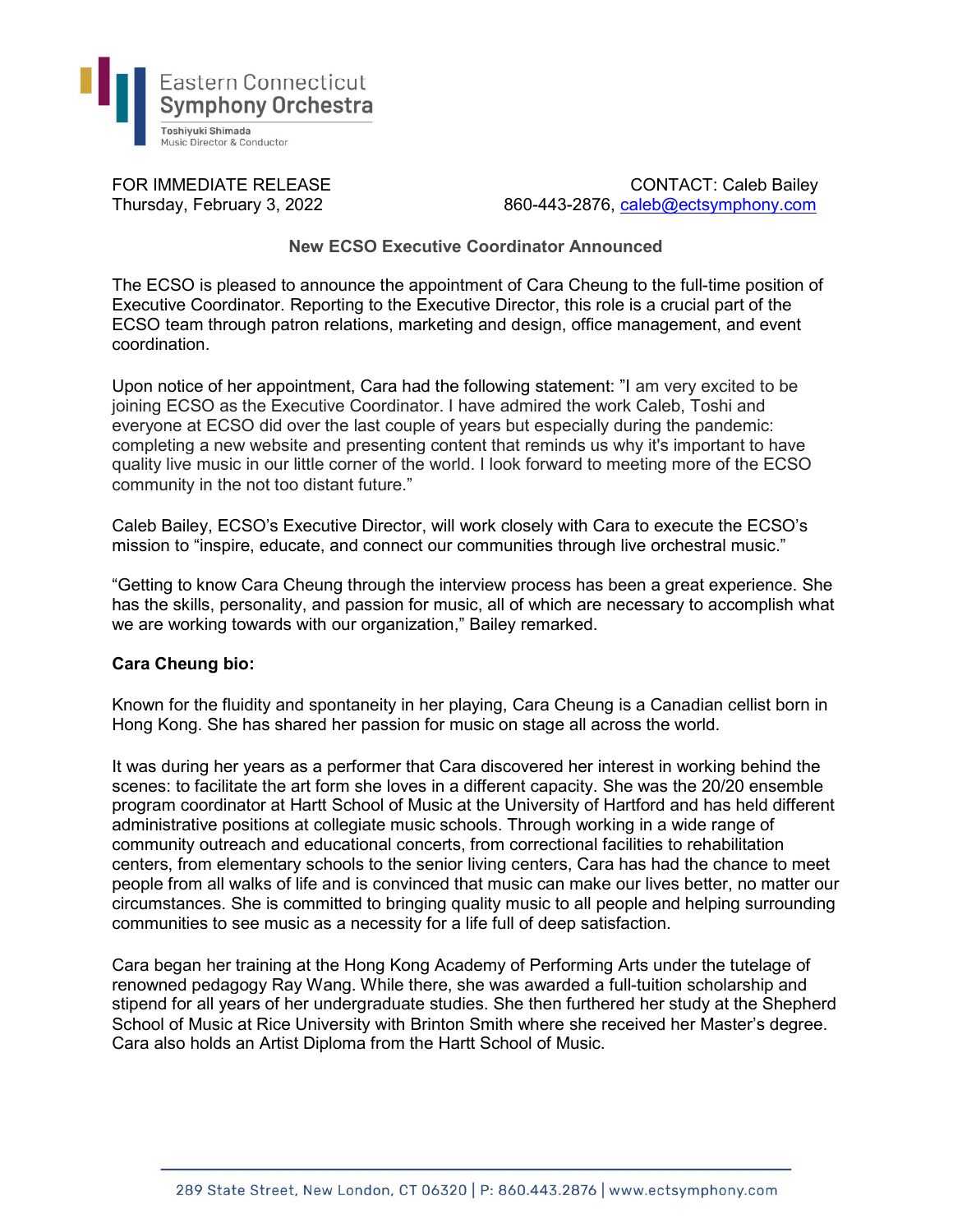Eastern Connecticut
Symphony Orchestra
Toshiyuki Shimada
Music Director & Conductor

FOR IMMEDIATE RELEASE
Thursday, February 3, 2022

CONTACT: Caleb Bailey
860-443-2876, caleb@ectsymphony.com

## New ECSO Executive Coordinator Announced

The ECSO is pleased to announce the appointment of Cara Cheung to the full-time position of Executive Coordinator. Reporting to the Executive Director, this role is a crucial part of the ECSO team through patron relations, marketing and design, office management, and event coordination.

Upon notice of her appointment, Cara had the following statement: "I am very excited to be joining ECSO as the Executive Coordinator. I have admired the work Caleb, Toshi and everyone at ECSO did over the last couple of years but especially during the pandemic: completing a new website and presenting content that reminds us why it's important to have quality live music in our little corner of the world. I look forward to meeting more of the ECSO community in the not too distant future."

Caleb Bailey, ECSO's Executive Director, will work closely with Cara to execute the ECSO's mission to "inspire, educate, and connect our communities through live orchestral music."

"Getting to know Cara Cheung through the interview process has been a great experience. She has the skills, personality, and passion for music, all of which are necessary to accomplish what we are working towards with our organization," Bailey remarked.

**Cara Cheung bio:**

Known for the fluidity and spontaneity in her playing, Cara Cheung is a Canadian cellist born in Hong Kong. She has shared her passion for music on stage all across the world.

It was during her years as a performer that Cara discovered her interest in working behind the scenes: to facilitate the art form she loves in a different capacity. She was the 20/20 ensemble program coordinator at Hartt School of Music at the University of Hartford and has held different administrative positions at collegiate music schools. Through working in a wide range of community outreach and educational concerts, from correctional facilities to rehabilitation centers, from elementary schools to the senior living centers, Cara has had the chance to meet people from all walks of life and is convinced that music can make our lives better, no matter our circumstances. She is committed to bringing quality music to all people and helping surrounding communities to see music as a necessity for a life full of deep satisfaction.

Cara began her training at the Hong Kong Academy of Performing Arts under the tutelage of renowned pedagogy Ray Wang. While there, she was awarded a full-tuition scholarship and stipend for all years of her undergraduate studies. She then furthered her study at the Shepherd School of Music at Rice University with Brinton Smith where she received her Master's degree. Cara also holds an Artist Diploma from the Hartt School of Music.

289 State Street, New London, CT 06320 | P: 860.443.2876 | www.ectsymphony.com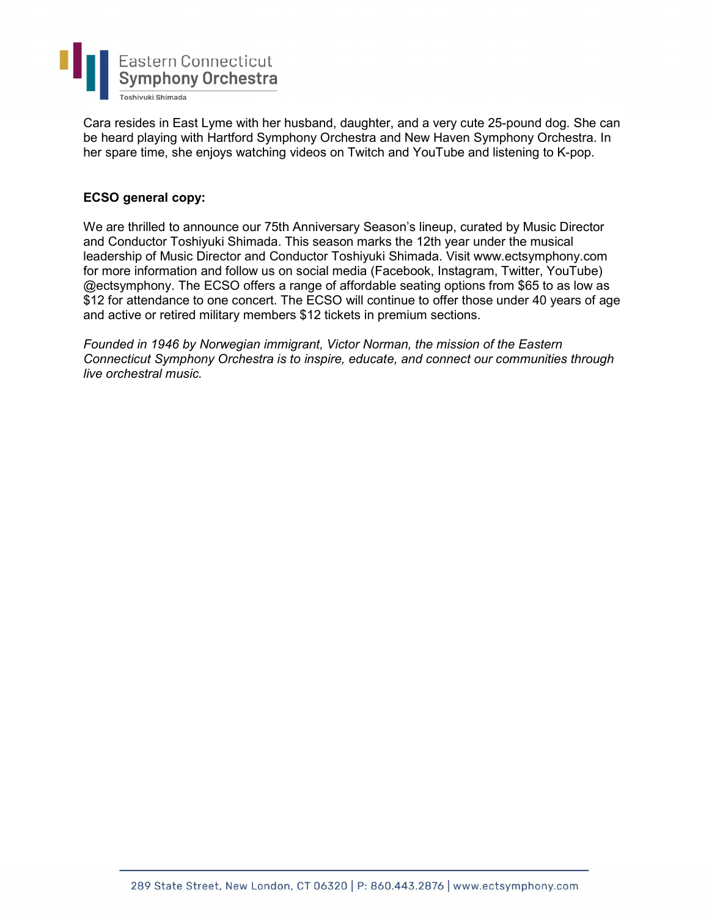Cara resides in East Lyme with her husband, daughter, and a very cute 25-pound dog. She can be heard playing with Hartford Symphony Orchestra and New Haven Symphony Orchestra. In her spare time, she enjoys watching videos on Twitch and YouTube and listening to K-pop.

**ECSO general copy:**

We are thrilled to announce our 75th Anniversary Season's lineup, curated by Music Director and Conductor Toshiyuki Shimada. This season marks the 12th year under the musical leadership of Music Director and Conductor Toshiyuki Shimada. Visit www.ectsymphony.com for more information and follow us on social media (Facebook, Instagram, Twitter, YouTube) @ectsymphony. The ECSO offers a range of affordable seating options from $65 to as low as $12 for attendance to one concert. The ECSO will continue to offer those under 40 years of age and active or retired military members $12 tickets in premium sections.

*Founded in 1946 by Norwegian immigrant, Victor Norman, the mission of the Eastern Connecticut Symphony Orchestra is to inspire, educate, and connect our communities through live orchestral music.*